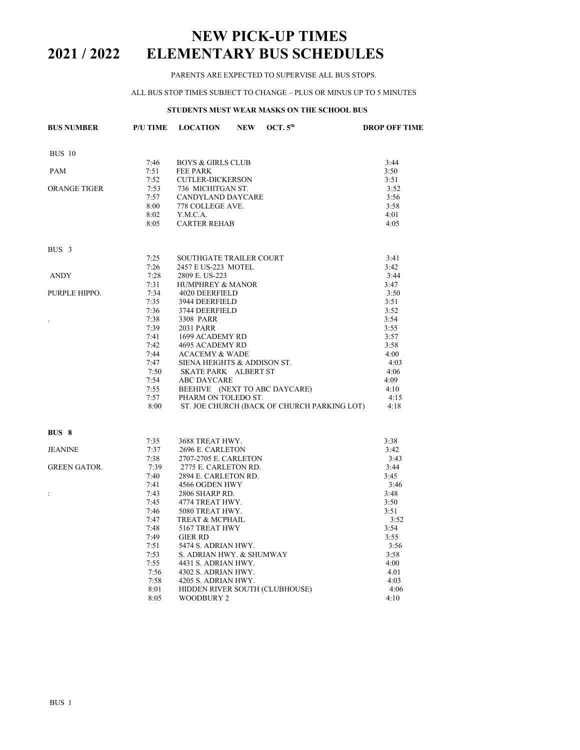# NEW PICK-UP TIMES
# 2021 / 2022 ELEMENTARY BUS SCHEDULES

PARENTS ARE EXPECTED TO SUPERVISE ALL BUS STOPS.

ALL BUS STOP TIMES SUBJECT TO CHANGE – PLUS OR MINUS UP TO 5 MINUTES

**STUDENTS MUST WEAR MASKS ON THE SCHOOL BUS**

| BUS NUMBER | P/U TIME | LOCATION NEW OCT. 5[th] | DROP OFF TIME |
|---|---|---|---|
| BUS 10 | | | |
| | 7:46 | BOYS & GIRLS CLUB | 3:44 |
| PAM | 7:51 | FEE PARK | 3:50 |
| | 7:52 | CUTLER-DICKERSON | 3:51 |
| ORANGE TIGER | 7:53 | 736 MICHITGAN ST. | 3:52 |
| | 7:57 | CANDYLAND DAYCARE | 3:56 |
| | 8:00 | 778 COLLEGE AVE. | 3:58 |
| | 8:02 | Y.M.C.A. | 4:01 |
| | 8:05 | CARTER REHAB | 4:05 |
| BUS 3 | | | |
| | 7:25 | SOUTHGATE TRAILER COURT | 3:41 |
| | 7:26 | 2457 E US-223 MOTEL | 3:42 |
| ANDY | 7:28 | 2809 E. US-223 | 3:44 |
| | 7:31 | HUMPHREY & MANOR | 3:47 |
| PURPLE HIPPO. | 7:34 | 4020 DEERFIELD | 3:50 |
| | 7:35 | 3944 DEERFIELD | 3:51 |
| | 7:36 | 3744 DEERFIELD | 3:52 |
| . | 7:38 | 3308 PARR | 3:54 |
| | 7:39 | 2031 PARR | 3:55 |
| | 7:41 | 1699 ACADEMY RD | 3:57 |
| | 7:42 | 4695 ACADEMY RD | 3:58 |
| | 7:44 | ACACEMY & WADE | 4:00 |
| | 7:47 | SIENA HEIGHTS & ADDISON ST. | 4:03 |
| | 7:50 | SKATE PARK ALBERT ST | 4:06 |
| | 7:54 | ABC DAYCARE | 4:09 |
| | 7:55 | BEEHIVE (NEXT TO ABC DAYCARE) | 4:10 |
| | 7:57 | PHARM ON TOLEDO ST. | 4:15 |
| | 8:00 | ST. JOE CHURCH (BACK OF CHURCH PARKING LOT) | 4:18 |
| **BUS 8** | | | |
| | 7:35 | 3688 TREAT HWY. | 3:38 |
| JEANINE | 7:37 | 2696 E. CARLETON | 3:42 |
| | 7:38 | 2707-2705 E. CARLETON | 3:43 |
| GREEN GATOR. | 7:39 | 2775 E. CARLETON RD. | 3:44 |
| | 7:40 | 2894 E. CARLETON RD. | 3:45 |
| | 7:41 | 4566 OGDEN HWY | 3:46 |
| : | 7:43 | 2806 SHARP RD. | 3:48 |
| | 7:45 | 4774 TREAT HWY. | 3:50 |
| | 7:46 | 5080 TREAT HWY. | 3:51 |
| | 7:47 | TREAT & MCPHAIL | 3:52 |
| | 7:48 | 5167 TREAT HWY | 3:54 |
| | 7:49 | GIER RD | 3:55 |
| | 7:51 | 5474 S. ADRIAN HWY. | 3:56 |
| | 7:53 | S. ADRIAN HWY. & SHUMWAY | 3:58 |
| | 7:55 | 4431 S. ADRIAN HWY. | 4:00 |
| | 7:56 | 4302 S. ADRIAN HWY. | 4.01 |
| | 7:58 | 4205 S. ADRIAN HWY. | 4:03 |
| | 8:01 | HIDDEN RIVER SOUTH (CLUBHOUSE) | 4:06 |
| | 8:05 | WOODBURY 2 | 4:10 |

BUS 1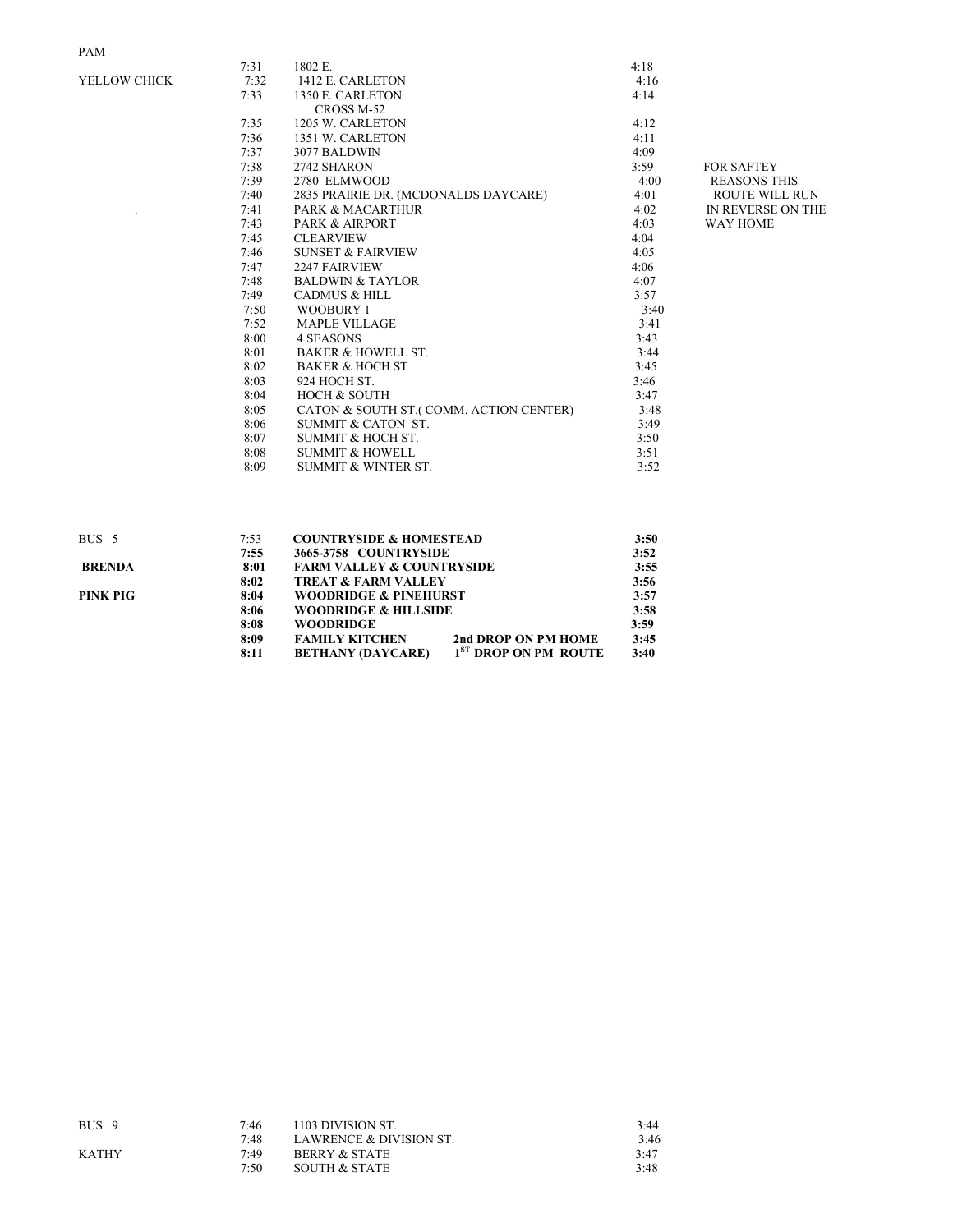| | | | | |
|---|---|---|---|---|
| PAM | | | | |
| | 7:31 | 1802 E. | 4:18 | |
| YELLOW CHICK | 7:32 | 1412 E. CARLETON | 4:16 | |
| | 7:33 | 1350 E. CARLETON | 4:14 | |
| | | CROSS M-52 | | |
| | 7:35 | 1205 W. CARLETON | 4:12 | |
| | 7:36 | 1351 W. CARLETON | 4:11 | |
| | 7:37 | 3077 BALDWIN | 4:09 | |
| | 7:38 | 2742 SHARON | 3:59 | FOR SAFTEY |
| | 7:39 | 2780 ELMWOOD | 4:00 | REASONS THIS |
| | 7:40 | 2835 PRAIRIE DR. (MCDONALDS DAYCARE) | 4:01 | ROUTE WILL RUN |
| . | 7:41 | PARK & MACARTHUR | 4:02 | IN REVERSE ON THE |
| | 7:43 | PARK & AIRPORT | 4:03 | WAY HOME |
| | 7:45 | CLEARVIEW | 4:04 | |
| | 7:46 | SUNSET & FAIRVIEW | 4:05 | |
| | 7:47 | 2247 FAIRVIEW | 4:06 | |
| | 7:48 | BALDWIN & TAYLOR | 4:07 | |
| | 7:49 | CADMUS & HILL | 3:57 | |
| | 7:50 | WOOBURY 1 | 3:40 | |
| | 7:52 | MAPLE VILLAGE | 3:41 | |
| | 8:00 | 4 SEASONS | 3:43 | |
| | 8:01 | BAKER & HOWELL ST. | 3:44 | |
| | 8:02 | BAKER & HOCH ST | 3:45 | |
| | 8:03 | 924 HOCH ST. | 3:46 | |
| | 8:04 | HOCH & SOUTH | 3:47 | |
| | 8:05 | CATON & SOUTH ST.( COMM. ACTION CENTER) | 3:48 | |
| | 8:06 | SUMMIT & CATON ST. | 3:49 | |
| | 8:07 | SUMMIT & HOCH ST. | 3:50 | |
| | 8:08 | SUMMIT & HOWELL | 3:51 | |
| | 8:09 | SUMMIT & WINTER ST. | 3:52 | |

| | | | | |
|---|---|---|---|---|
| BUS 5 | 7:53 | **COUNTRYSIDE & HOMESTEAD** | | **3:50** |
| | **7:55** | **3665-3758 COUNTRYSIDE** | | **3:52** |
| **BRENDA** | **8:01** | **FARM VALLEY & COUNTRYSIDE** | | **3:55** |
| | **8:02** | **TREAT & FARM VALLEY** | | **3:56** |
| **PINK PIG** | **8:04** | **WOODRIDGE & PINEHURST** | | **3:57** |
| | **8:06** | **WOODRIDGE & HILLSIDE** | | **3:58** |
| | **8:08** | **WOODRIDGE** | | **3:59** |
| | **8:09** | **FAMILY KITCHEN** | **2nd DROP ON PM HOME** | **3:45** |
| | **8:11** | **BETHANY (DAYCARE)** | **1ST DROP ON PM ROUTE** | **3:40** |

| | | | |
|---|---|---|---|
| BUS 9 | 7:46 | 1103 DIVISION ST. | 3:44 |
| | 7:48 | LAWRENCE & DIVISION ST. | 3:46 |
| KATHY | 7:49 | BERRY & STATE | 3:47 |
| | 7:50 | SOUTH & STATE | 3:48 |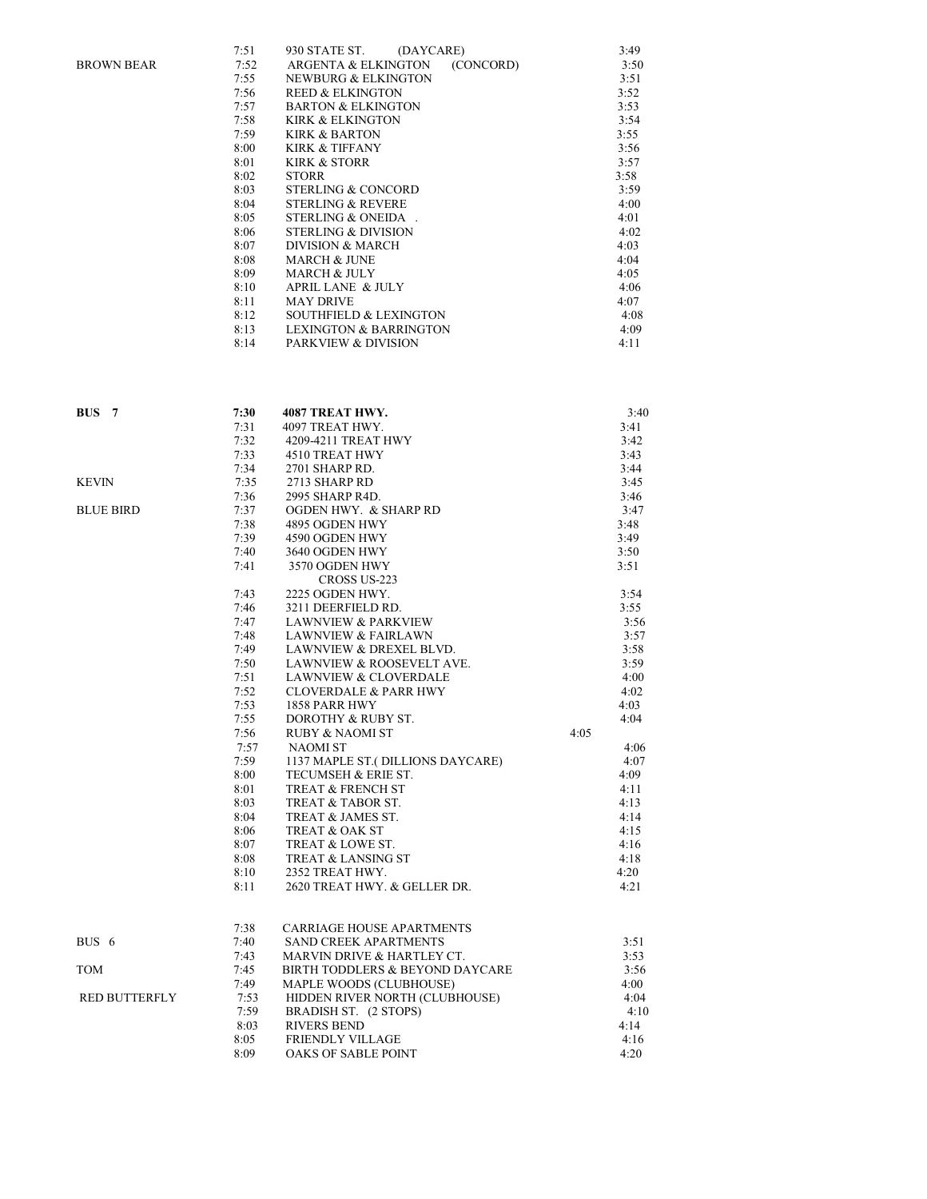| | | | |
|---|---|---|---|
| | 7:51 | 930 STATE ST. (DAYCARE) | 3:49 |
| BROWN BEAR | 7:52 | ARGENTA & ELKINGTON (CONCORD) | 3:50 |
| | 7:55 | NEWBURG & ELKINGTON | 3:51 |
| | 7:56 | REED & ELKINGTON | 3:52 |
| | 7:57 | BARTON & ELKINGTON | 3:53 |
| | 7:58 | KIRK & ELKINGTON | 3:54 |
| | 7:59 | KIRK & BARTON | 3:55 |
| | 8:00 | KIRK & TIFFANY | 3:56 |
| | 8:01 | KIRK & STORR | 3:57 |
| | 8:02 | STORR | 3:58 |
| | 8:03 | STERLING & CONCORD | 3:59 |
| | 8:04 | STERLING & REVERE | 4:00 |
| | 8:05 | STERLING & ONEIDA . | 4:01 |
| | 8:06 | STERLING & DIVISION | 4:02 |
| | 8:07 | DIVISION & MARCH | 4:03 |
| | 8:08 | MARCH & JUNE | 4:04 |
| | 8:09 | MARCH & JULY | 4:05 |
| | 8:10 | APRIL LANE & JULY | 4:06 |
| | 8:11 | MAY DRIVE | 4:07 |
| | 8:12 | SOUTHFIELD & LEXINGTON | 4:08 |
| | 8:13 | LEXINGTON & BARRINGTON | 4:09 |
| | 8:14 | PARKVIEW & DIVISION | 4:11 |

| | | | |
|---|---|---|---|
| **BUS 7** | **7:30** | **4087 TREAT HWY.** | 3:40 |
| | 7:31 | 4097 TREAT HWY. | 3:41 |
| | 7:32 | 4209-4211 TREAT HWY | 3:42 |
| | 7:33 | 4510 TREAT HWY | 3:43 |
| | 7:34 | 2701 SHARP RD. | 3:44 |
| KEVIN | 7:35 | 2713 SHARP RD | 3:45 |
| | 7:36 | 2995 SHARP R4D. | 3:46 |
| BLUE BIRD | 7:37 | OGDEN HWY. & SHARP RD | 3:47 |
| | 7:38 | 4895 OGDEN HWY | 3:48 |
| | 7:39 | 4590 OGDEN HWY | 3:49 |
| | 7:40 | 3640 OGDEN HWY | 3:50 |
| | 7:41 | 3570 OGDEN HWY | 3:51 |
| | | CROSS US-223 | |
| | 7:43 | 2225 OGDEN HWY. | 3:54 |
| | 7:46 | 3211 DEERFIELD RD. | 3:55 |
| | 7:47 | LAWNVIEW & PARKVIEW | 3:56 |
| | 7:48 | LAWNVIEW & FAIRLAWN | 3:57 |
| | 7:49 | LAWNVIEW & DREXEL BLVD. | 3:58 |
| | 7:50 | LAWNVIEW & ROOSEVELT AVE. | 3:59 |
| | 7:51 | LAWNVIEW & CLOVERDALE | 4:00 |
| | 7:52 | CLOVERDALE & PARR HWY | 4:02 |
| | 7:53 | 1858 PARR HWY | 4:03 |
| | 7:55 | DOROTHY & RUBY ST. | 4:04 |
| | 7:56 | RUBY & NAOMI ST | 4:05 |
| | 7:57 | NAOMI ST | 4:06 |
| | 7:59 | 1137 MAPLE ST.( DILLIONS DAYCARE) | 4:07 |
| | 8:00 | TECUMSEH & ERIE ST. | 4:09 |
| | 8:01 | TREAT & FRENCH ST | 4:11 |
| | 8:03 | TREAT & TABOR ST. | 4:13 |
| | 8:04 | TREAT & JAMES ST. | 4:14 |
| | 8:06 | TREAT & OAK ST | 4:15 |
| | 8:07 | TREAT & LOWE ST. | 4:16 |
| | 8:08 | TREAT & LANSING ST | 4:18 |
| | 8:10 | 2352 TREAT HWY. | 4:20 |
| | 8:11 | 2620 TREAT HWY. & GELLER DR. | 4:21 |

| | | | |
|---|---|---|---|
| | 7:38 | CARRIAGE HOUSE APARTMENTS | |
| BUS 6 | 7:40 | SAND CREEK APARTMENTS | 3:51 |
| | 7:43 | MARVIN DRIVE & HARTLEY CT. | 3:53 |
| TOM | 7:45 | BIRTH TODDLERS & BEYOND DAYCARE | 3:56 |
| | 7:49 | MAPLE WOODS (CLUBHOUSE) | 4:00 |
| RED BUTTERFLY | 7:53 | HIDDEN RIVER NORTH (CLUBHOUSE) | 4:04 |
| | 7:59 | BRADISH ST. (2 STOPS) | 4:10 |
| | 8:03 | RIVERS BEND | 4:14 |
| | 8:05 | FRIENDLY VILLAGE | 4:16 |
| | 8:09 | OAKS OF SABLE POINT | 4:20 |